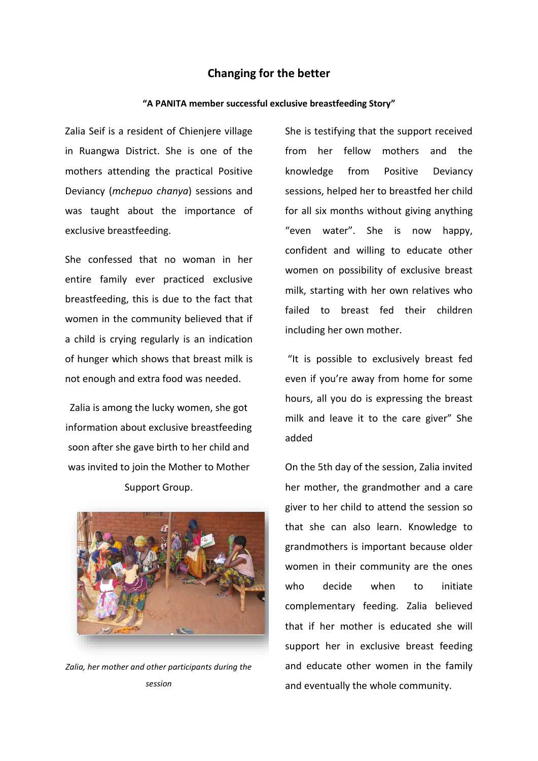# Changing for the better

**"A PANITA member successful exclusive breastfeeding Story"**

Zalia Seif is a resident of Chienjere village in Ruangwa District. She is one of the mothers attending the practical Positive Deviancy (*mchepuo chanya*) sessions and was taught about the importance of exclusive breastfeeding.

She confessed that no woman in her entire family ever practiced exclusive breastfeeding, this is due to the fact that women in the community believed that if a child is crying regularly is an indication of hunger which shows that breast milk is not enough and extra food was needed.

Zalia is among the lucky women, she got information about exclusive breastfeeding soon after she gave birth to her child and was invited to join the Mother to Mother Support Group.

*Zalia, her mother and other participants during the session*

She is testifying that the support received from her fellow mothers and the knowledge from Positive Deviancy sessions, helped her to breastfed her child for all six months without giving anything "even water". She is now happy, confident and willing to educate other women on possibility of exclusive breast milk, starting with her own relatives who failed to breast fed their children including her own mother.

"It is possible to exclusively breast fed even if you're away from home for some hours, all you do is expressing the breast milk and leave it to the care giver" She added

On the 5th day of the session, Zalia invited her mother, the grandmother and a care giver to her child to attend the session so that she can also learn. Knowledge to grandmothers is important because older women in their community are the ones who decide when to initiate complementary feeding. Zalia believed that if her mother is educated she will support her in exclusive breast feeding and educate other women in the family and eventually the whole community.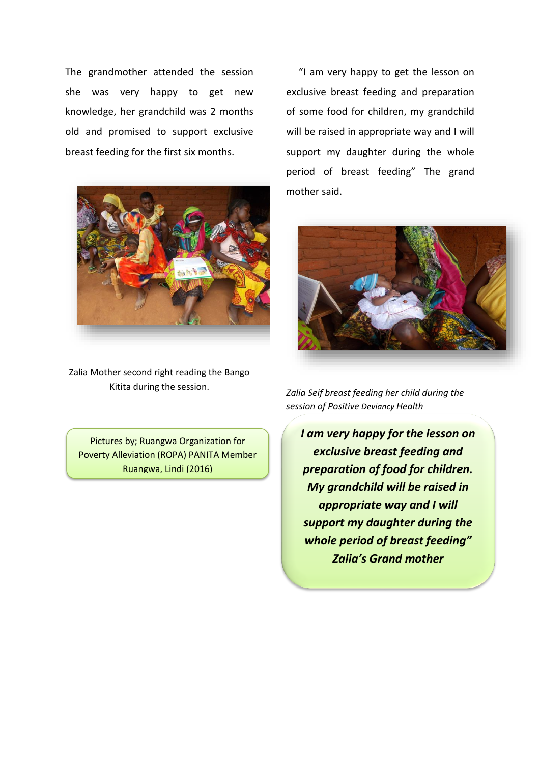The grandmother attended the session she was very happy to get new knowledge, her grandchild was 2 months old and promised to support exclusive breast feeding for the first six months.

“I am very happy to get the lesson on exclusive breast feeding and preparation of some food for children, my grandchild will be raised in appropriate way and I will support my daughter during the whole period of breast feeding” The grand mother said.

Zalia Mother second right reading the Bango Kitita during the session.

*Zalia Seif breast feeding her child during the session of Positive Deviancy Health*

Pictures by; Ruangwa Organization for Poverty Alleviation (ROPA) PANITA Member Ruangwa, Lindi (2016)

***I am very happy for the lesson on exclusive breast feeding and preparation of food for children. My grandchild will be raised in appropriate way and I will support my daughter during the whole period of breast feeding” Zalia’s Grand mother***